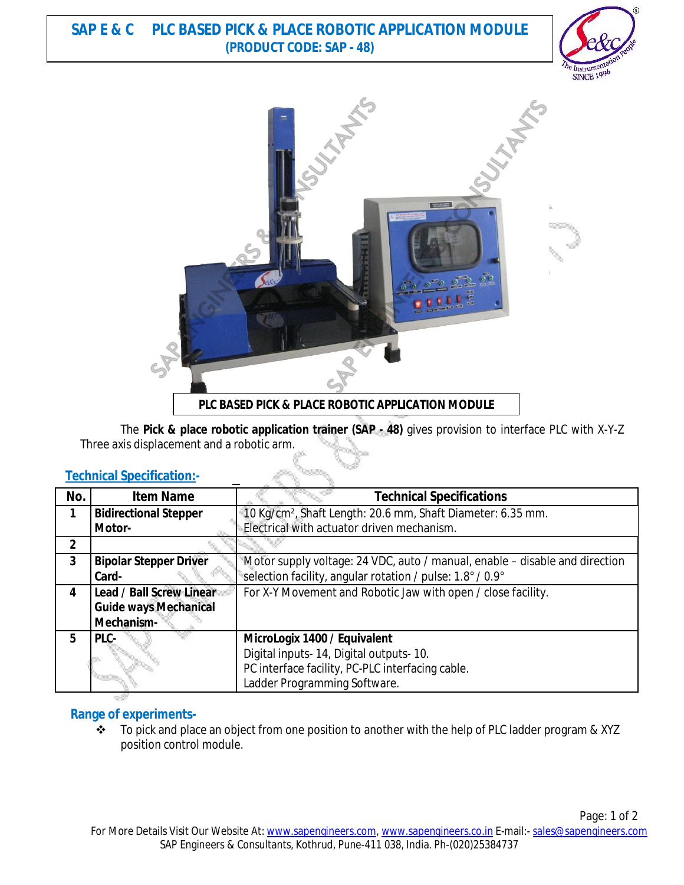# SAP E & C PLC BASED PICK & PLACE ROBOTIC APPLICATION MODULE

**(PRODUCT CODE: SAP - 48)**

**PLC BASED PICK & PLACE ROBOTIC APPLICATION MODULE**

The **Pick & place robotic application trainer (SAP - 48)** gives provision to interface PLC with X-Y-Z Three axis displacement and a robotic arm.

## Technical Specification:-

| No. | Item Name | Technical Specifications |
|---|---|---|
| 1 | **Bidirectional Stepper Motor-** | 10 Kg/cm², Shaft Length: 20.6 mm, Shaft Diameter: 6.35 mm. Electrical with actuator driven mechanism. |
| 2 | | |
| 3 | **Bipolar Stepper Driver Card-** | Motor supply voltage: 24 VDC, auto / manual, enable – disable and direction selection facility, angular rotation / pulse: 1.8° / 0.9° |
| 4 | **Lead / Ball Screw Linear Guide ways Mechanical Mechanism-** | For X-Y Movement and Robotic Jaw with open / close facility. |
| 5 | **PLC-** | **MicroLogix 1400 / Equivalent**<br>Digital inputs- 14, Digital outputs- 10.<br>PC interface facility, PC-PLC interfacing cable.<br>Ladder Programming Software. |

## Range of experiments-

- To pick and place an object from one position to another with the help of PLC ladder program & XYZ position control module.

For More Details Visit Our Website At: www.sapengineers.com, www.sapengineers.co.in E-mail:- sales@sapengineers.com
SAP Engineers & Consultants, Kothrud, Pune-411 038, India. Ph-(020)25384737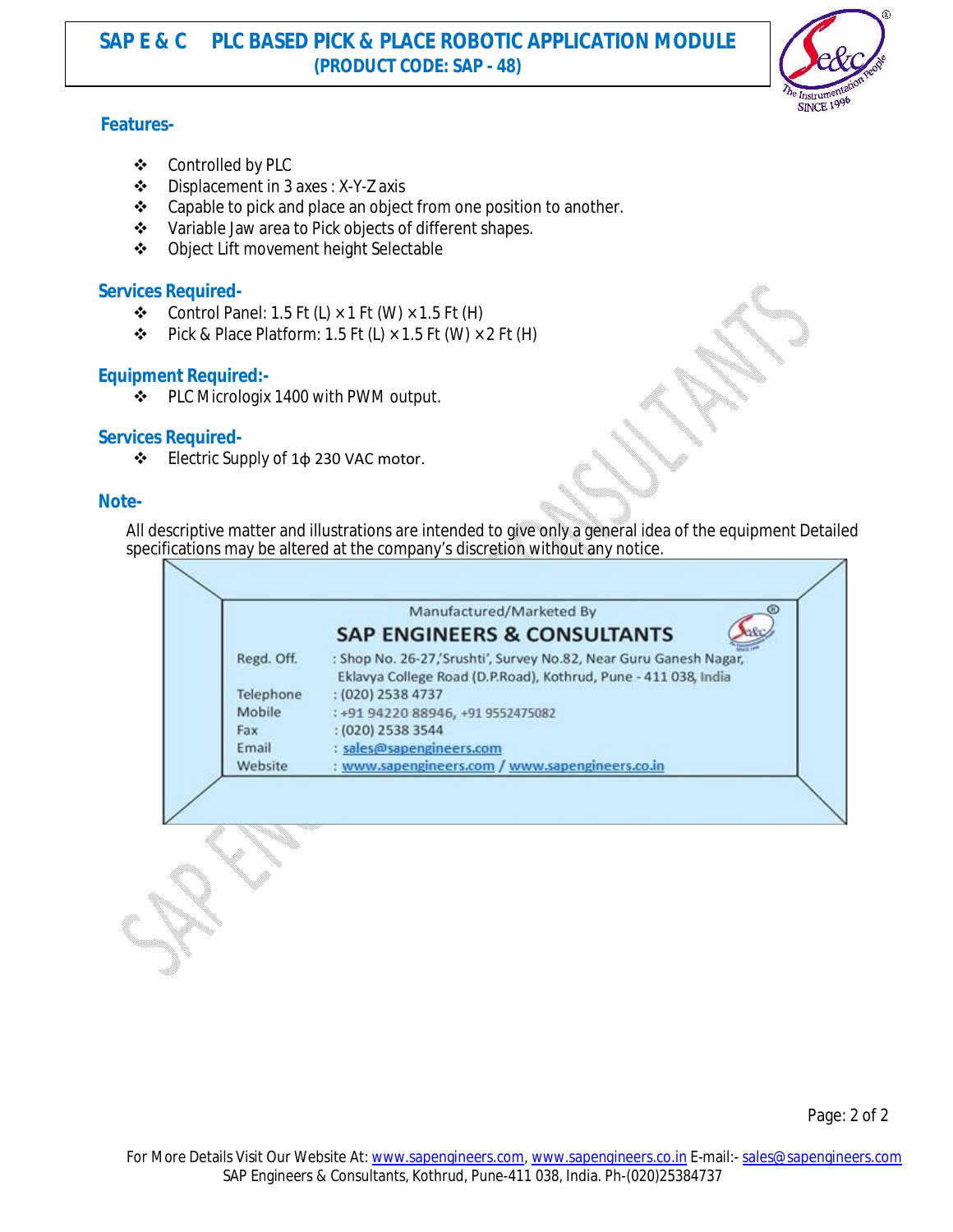# SAP E & C PLC BASED PICK & PLACE ROBOTIC APPLICATION MODULE
**(PRODUCT CODE: SAP - 48)**

## Features-

- Controlled by PLC
- Displacement in 3 axes : X-Y-Z axis
- Capable to pick and place an object from one position to another.
- Variable Jaw area to Pick objects of different shapes.
- Object Lift movement height Selectable

## Services Required-

- Control Panel: 1.5 Ft (L) × 1 Ft (W) × 1.5 Ft (H)
- Pick & Place Platform: 1.5 Ft (L) × 1.5 Ft (W) × 2 Ft (H)

## Equipment Required:-

- PLC Micrologix 1400 with PWM output.

## Services Required-

- Electric Supply of 1ϕ 230 VAC motor.

## Note-

All descriptive matter and illustrations are intended to give only a general idea of the equipment Detailed specifications may be altered at the company's discretion without any notice.

Manufactured/Marketed By

**SAP ENGINEERS & CONSULTANTS**

| | |
|---|---|
| Regd. Off. | : Shop No. 26-27,'Srushti', Survey No.82, Near Guru Ganesh Nagar, Eklavya College Road (D.P.Road), Kothrud, Pune - 411 038, India |
| Telephone | : (020) 2538 4737 |
| Mobile | : +91 94220 88946, +91 9552475082 |
| Fax | : (020) 2538 3544 |
| Email | : sales@sapengineers.com |
| Website | : www.sapengineers.com / www.sapengineers.co.in |